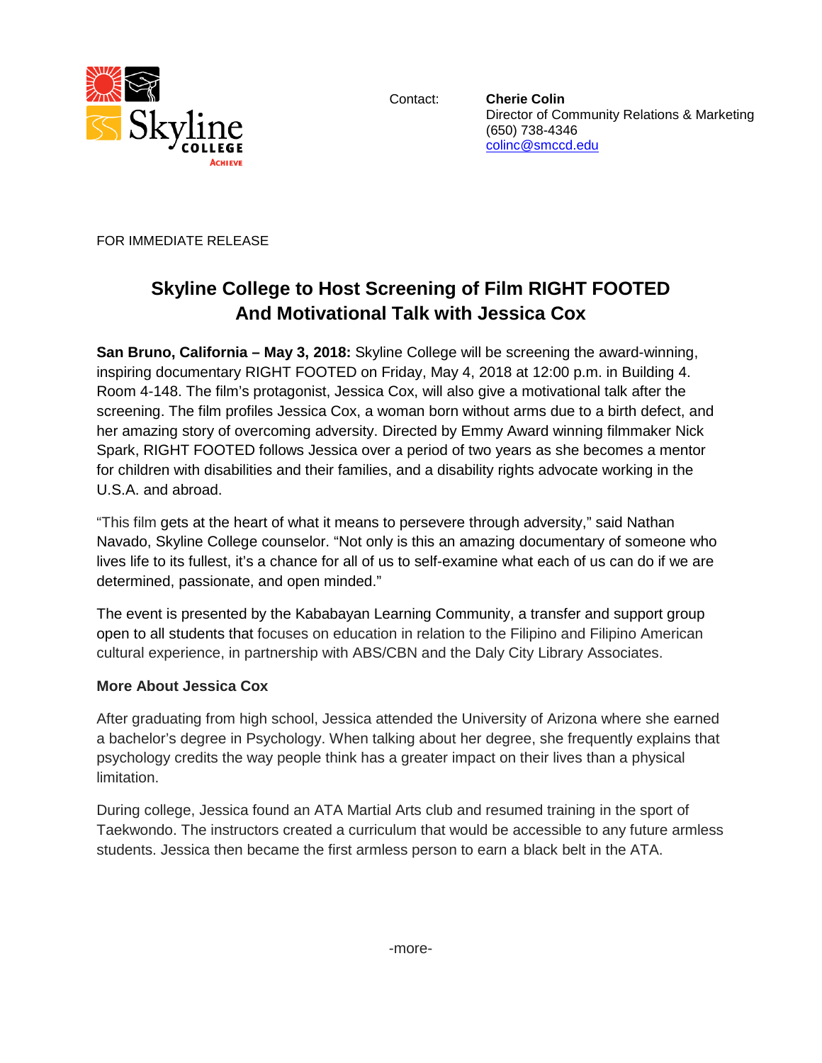Contact: **Cherie Colin**
Director of Community Relations & Marketing
(650) 738-4346
colinc@smccd.edu

FOR IMMEDIATE RELEASE

# Skyline College to Host Screening of Film RIGHT FOOTED And Motivational Talk with Jessica Cox

**San Bruno, California – May 3, 2018:** Skyline College will be screening the award-winning, inspiring documentary RIGHT FOOTED on Friday, May 4, 2018 at 12:00 p.m. in Building 4. Room 4-148. The film's protagonist, Jessica Cox, will also give a motivational talk after the screening. The film profiles Jessica Cox, a woman born without arms due to a birth defect, and her amazing story of overcoming adversity. Directed by Emmy Award winning filmmaker Nick Spark, RIGHT FOOTED follows Jessica over a period of two years as she becomes a mentor for children with disabilities and their families, and a disability rights advocate working in the U.S.A. and abroad.

"This film gets at the heart of what it means to persevere through adversity," said Nathan Navado, Skyline College counselor. "Not only is this an amazing documentary of someone who lives life to its fullest, it's a chance for all of us to self-examine what each of us can do if we are determined, passionate, and open minded."

The event is presented by the Kababayan Learning Community, a transfer and support group open to all students that focuses on education in relation to the Filipino and Filipino American cultural experience, in partnership with ABS/CBN and the Daly City Library Associates.

**More About Jessica Cox**

After graduating from high school, Jessica attended the University of Arizona where she earned a bachelor's degree in Psychology. When talking about her degree, she frequently explains that psychology credits the way people think has a greater impact on their lives than a physical limitation.

During college, Jessica found an ATA Martial Arts club and resumed training in the sport of Taekwondo. The instructors created a curriculum that would be accessible to any future armless students. Jessica then became the first armless person to earn a black belt in the ATA.

-more-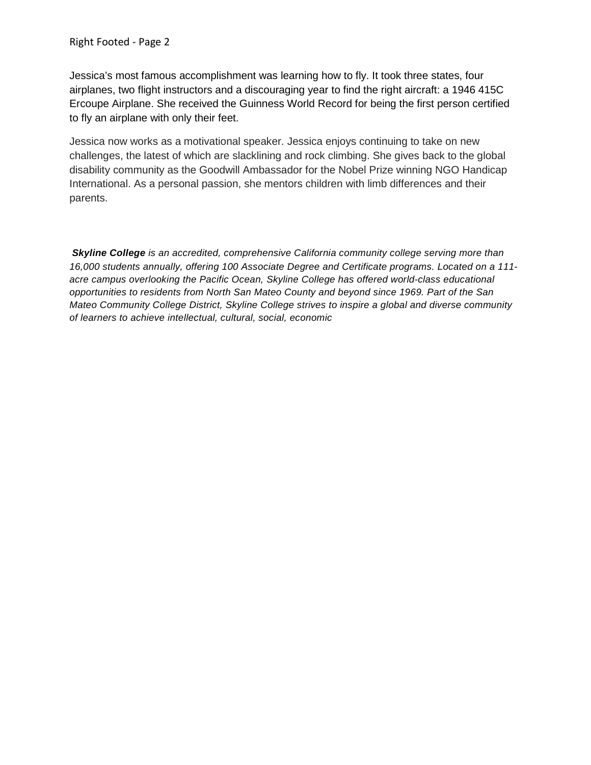Jessica's most famous accomplishment was learning how to fly. It took three states, four airplanes, two flight instructors and a discouraging year to find the right aircraft: a 1946 415C Ercoupe Airplane. She received the Guinness World Record for being the first person certified to fly an airplane with only their feet.

Jessica now works as a motivational speaker. Jessica enjoys continuing to take on new challenges, the latest of which are slacklining and rock climbing. She gives back to the global disability community as the Goodwill Ambassador for the Nobel Prize winning NGO Handicap International. As a personal passion, she mentors children with limb differences and their parents.

***Skyline College*** *is an accredited, comprehensive California community college serving more than 16,000 students annually, offering 100 Associate Degree and Certificate programs. Located on a 111-acre campus overlooking the Pacific Ocean, Skyline College has offered world-class educational opportunities to residents from North San Mateo County and beyond since 1969. Part of the San Mateo Community College District, Skyline College strives to inspire a global and diverse community of learners to achieve intellectual, cultural, social, economic*